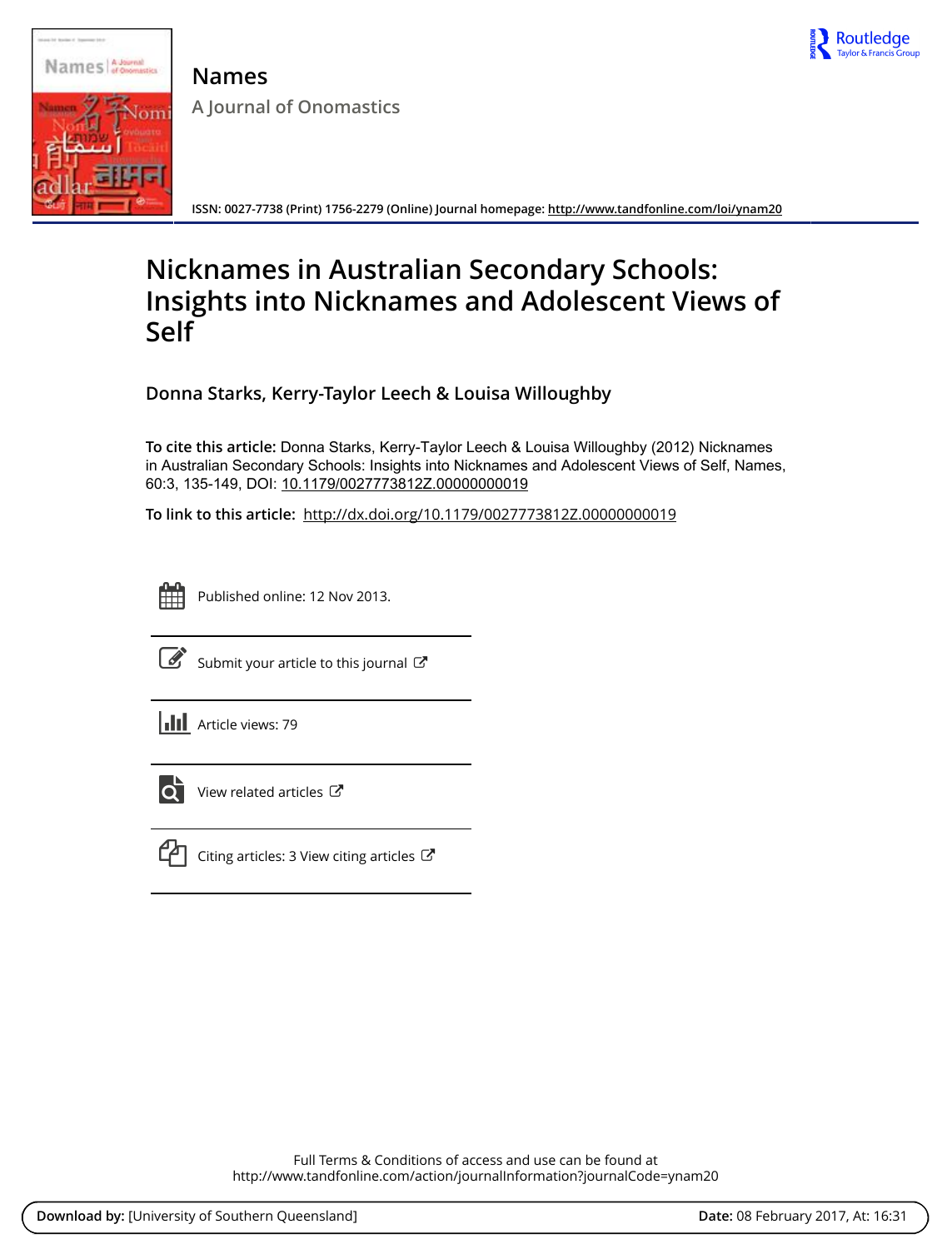# Names

## A Journal of Onomastics

ISSN: 0027-7738 (Print) 1756-2279 (Online) Journal homepage: http://www.tandfonline.com/loi/ynam20

# Nicknames in Australian Secondary Schools: Insights into Nicknames and Adolescent Views of Self

**Donna Starks, Kerry-Taylor Leech & Louisa Willoughby**

**To cite this article:** Donna Starks, Kerry-Taylor Leech & Louisa Willoughby (2012) Nicknames in Australian Secondary Schools: Insights into Nicknames and Adolescent Views of Self, Names, 60:3, 135-149, DOI: 10.1179/0027773812Z.00000000019

**To link to this article:** http://dx.doi.org/10.1179/0027773812Z.00000000019

Published online: 12 Nov 2013.

Submit your article to this journal

Article views: 79

View related articles

Citing articles: 3 View citing articles

Full Terms & Conditions of access and use can be found at
http://www.tandfonline.com/action/journalInformation?journalCode=ynam20

**Download by:** [University of Southern Queensland] **Date:** 08 February 2017, At: 16:31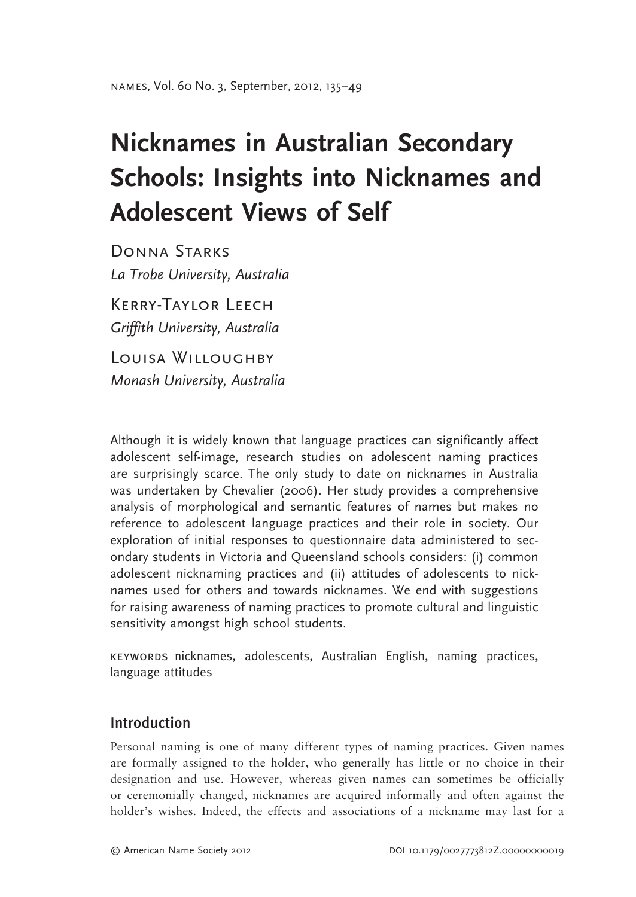# Nicknames in Australian Secondary Schools: Insights into Nicknames and Adolescent Views of Self

Donna Starks
*La Trobe University, Australia*

Kerry-Taylor Leech
*Griffith University, Australia*

Louisa Willoughby
*Monash University, Australia*

Although it is widely known that language practices can significantly affect adolescent self-image, research studies on adolescent naming practices are surprisingly scarce. The only study to date on nicknames in Australia was undertaken by Chevalier (2006). Her study provides a comprehensive analysis of morphological and semantic features of names but makes no reference to adolescent language practices and their role in society. Our exploration of initial responses to questionnaire data administered to secondary students in Victoria and Queensland schools considers: (i) common adolescent nicknaming practices and (ii) attitudes of adolescents to nicknames used for others and towards nicknames. We end with suggestions for raising awareness of naming practices to promote cultural and linguistic sensitivity amongst high school students.

KEYWORDS nicknames, adolescents, Australian English, naming practices, language attitudes

## Introduction

Personal naming is one of many different types of naming practices. Given names are formally assigned to the holder, who generally has little or no choice in their designation and use. However, whereas given names can sometimes be officially or ceremonially changed, nicknames are acquired informally and often against the holder's wishes. Indeed, the effects and associations of a nickname may last for a

© American Name Society 2012 DOI 10.1179/0027773812Z.00000000019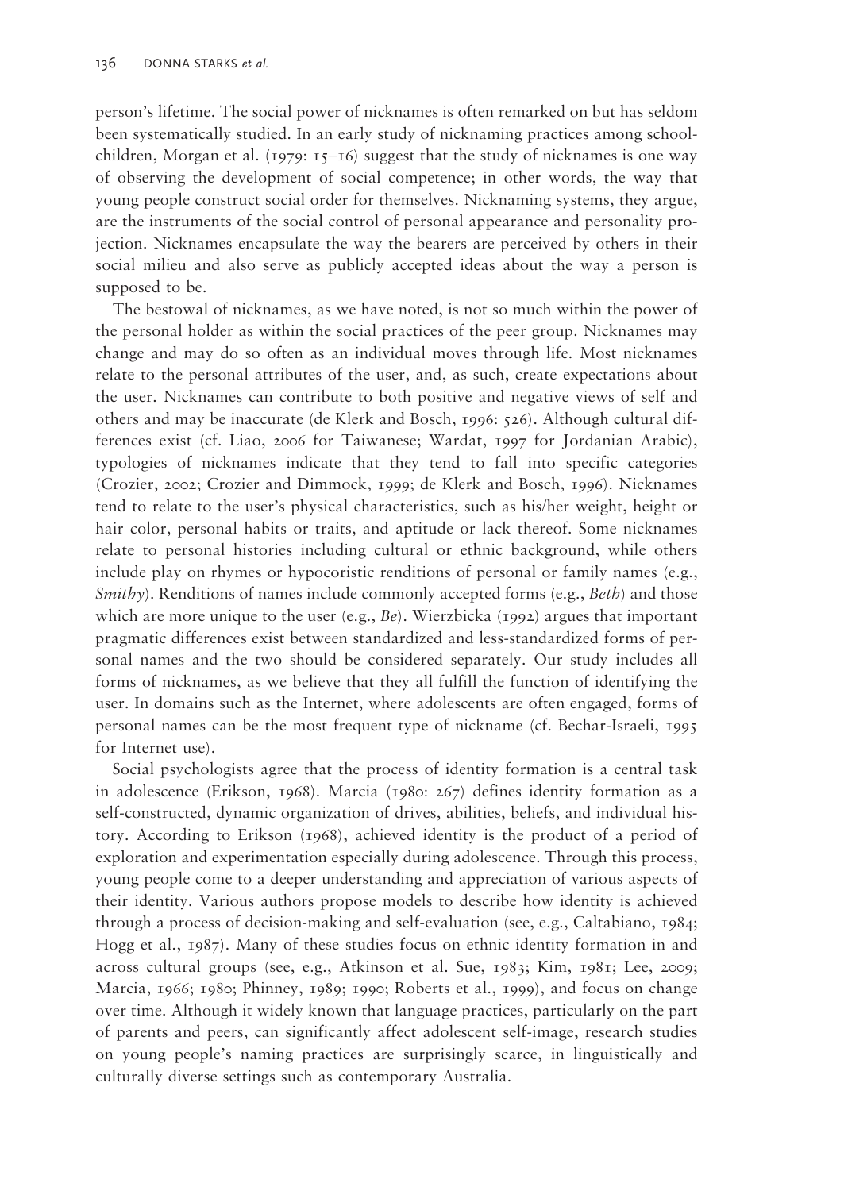person's lifetime. The social power of nicknames is often remarked on but has seldom been systematically studied. In an early study of nicknaming practices among schoolchildren, Morgan et al. (1979: 15–16) suggest that the study of nicknames is one way of observing the development of social competence; in other words, the way that young people construct social order for themselves. Nicknaming systems, they argue, are the instruments of the social control of personal appearance and personality projection. Nicknames encapsulate the way the bearers are perceived by others in their social milieu and also serve as publicly accepted ideas about the way a person is supposed to be.

The bestowal of nicknames, as we have noted, is not so much within the power of the personal holder as within the social practices of the peer group. Nicknames may change and may do so often as an individual moves through life. Most nicknames relate to the personal attributes of the user, and, as such, create expectations about the user. Nicknames can contribute to both positive and negative views of self and others and may be inaccurate (de Klerk and Bosch, 1996: 526). Although cultural differences exist (cf. Liao, 2006 for Taiwanese; Wardat, 1997 for Jordanian Arabic), typologies of nicknames indicate that they tend to fall into specific categories (Crozier, 2002; Crozier and Dimmock, 1999; de Klerk and Bosch, 1996). Nicknames tend to relate to the user's physical characteristics, such as his/her weight, height or hair color, personal habits or traits, and aptitude or lack thereof. Some nicknames relate to personal histories including cultural or ethnic background, while others include play on rhymes or hypocoristic renditions of personal or family names (e.g., *Smithy*). Renditions of names include commonly accepted forms (e.g., *Beth*) and those which are more unique to the user (e.g., *Be*). Wierzbicka (1992) argues that important pragmatic differences exist between standardized and less-standardized forms of personal names and the two should be considered separately. Our study includes all forms of nicknames, as we believe that they all fulfill the function of identifying the user. In domains such as the Internet, where adolescents are often engaged, forms of personal names can be the most frequent type of nickname (cf. Bechar-Israeli, 1995 for Internet use).

Social psychologists agree that the process of identity formation is a central task in adolescence (Erikson, 1968). Marcia (1980: 267) defines identity formation as a self-constructed, dynamic organization of drives, abilities, beliefs, and individual history. According to Erikson (1968), achieved identity is the product of a period of exploration and experimentation especially during adolescence. Through this process, young people come to a deeper understanding and appreciation of various aspects of their identity. Various authors propose models to describe how identity is achieved through a process of decision-making and self-evaluation (see, e.g., Caltabiano, 1984; Hogg et al., 1987). Many of these studies focus on ethnic identity formation in and across cultural groups (see, e.g., Atkinson et al. Sue, 1983; Kim, 1981; Lee, 2009; Marcia, 1966; 1980; Phinney, 1989; 1990; Roberts et al., 1999), and focus on change over time. Although it widely known that language practices, particularly on the part of parents and peers, can significantly affect adolescent self-image, research studies on young people's naming practices are surprisingly scarce, in linguistically and culturally diverse settings such as contemporary Australia.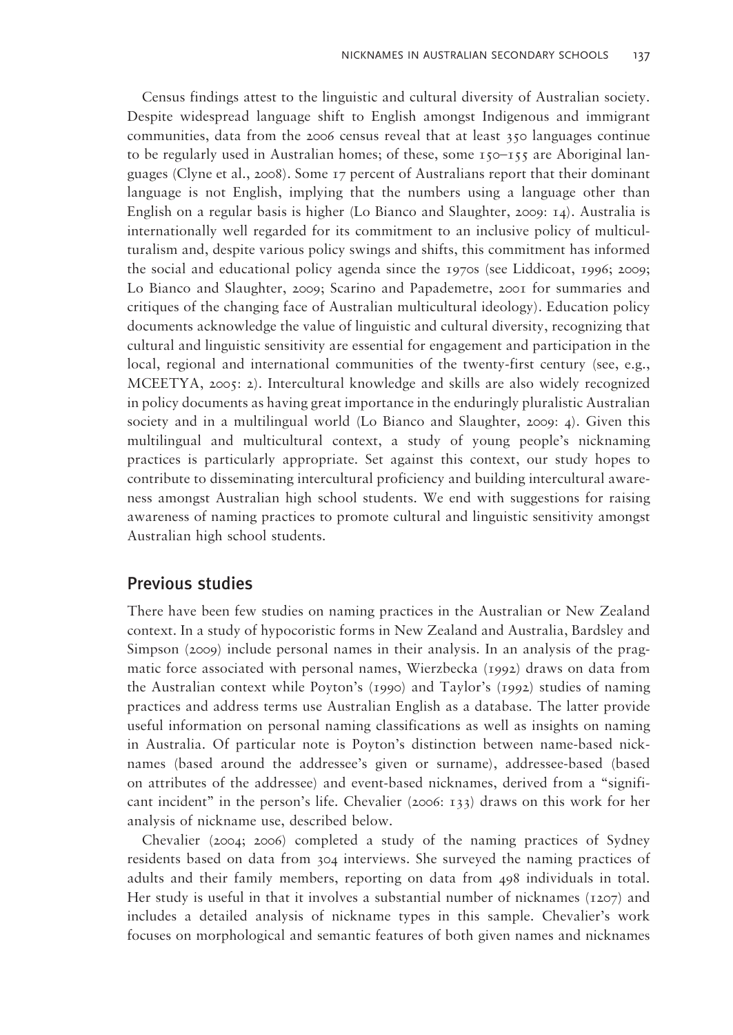Census findings attest to the linguistic and cultural diversity of Australian society. Despite widespread language shift to English amongst Indigenous and immigrant communities, data from the 2006 census reveal that at least 350 languages continue to be regularly used in Australian homes; of these, some 150–155 are Aboriginal languages (Clyne et al., 2008). Some 17 percent of Australians report that their dominant language is not English, implying that the numbers using a language other than English on a regular basis is higher (Lo Bianco and Slaughter, 2009: 14). Australia is internationally well regarded for its commitment to an inclusive policy of multiculturalism and, despite various policy swings and shifts, this commitment has informed the social and educational policy agenda since the 1970s (see Liddicoat, 1996; 2009; Lo Bianco and Slaughter, 2009; Scarino and Papademetre, 2001 for summaries and critiques of the changing face of Australian multicultural ideology). Education policy documents acknowledge the value of linguistic and cultural diversity, recognizing that cultural and linguistic sensitivity are essential for engagement and participation in the local, regional and international communities of the twenty-first century (see, e.g., MCEETYA, 2005: 2). Intercultural knowledge and skills are also widely recognized in policy documents as having great importance in the enduringly pluralistic Australian society and in a multilingual world (Lo Bianco and Slaughter, 2009: 4). Given this multilingual and multicultural context, a study of young people's nicknaming practices is particularly appropriate. Set against this context, our study hopes to contribute to disseminating intercultural proficiency and building intercultural awareness amongst Australian high school students. We end with suggestions for raising awareness of naming practices to promote cultural and linguistic sensitivity amongst Australian high school students.

## Previous studies

There have been few studies on naming practices in the Australian or New Zealand context. In a study of hypocoristic forms in New Zealand and Australia, Bardsley and Simpson (2009) include personal names in their analysis. In an analysis of the pragmatic force associated with personal names, Wierzbecka (1992) draws on data from the Australian context while Poyton's (1990) and Taylor's (1992) studies of naming practices and address terms use Australian English as a database. The latter provide useful information on personal naming classifications as well as insights on naming in Australia. Of particular note is Poyton's distinction between name-based nicknames (based around the addressee's given or surname), addressee-based (based on attributes of the addressee) and event-based nicknames, derived from a "significant incident" in the person's life. Chevalier (2006: 133) draws on this work for her analysis of nickname use, described below.

Chevalier (2004; 2006) completed a study of the naming practices of Sydney residents based on data from 304 interviews. She surveyed the naming practices of adults and their family members, reporting on data from 498 individuals in total. Her study is useful in that it involves a substantial number of nicknames (1207) and includes a detailed analysis of nickname types in this sample. Chevalier's work focuses on morphological and semantic features of both given names and nicknames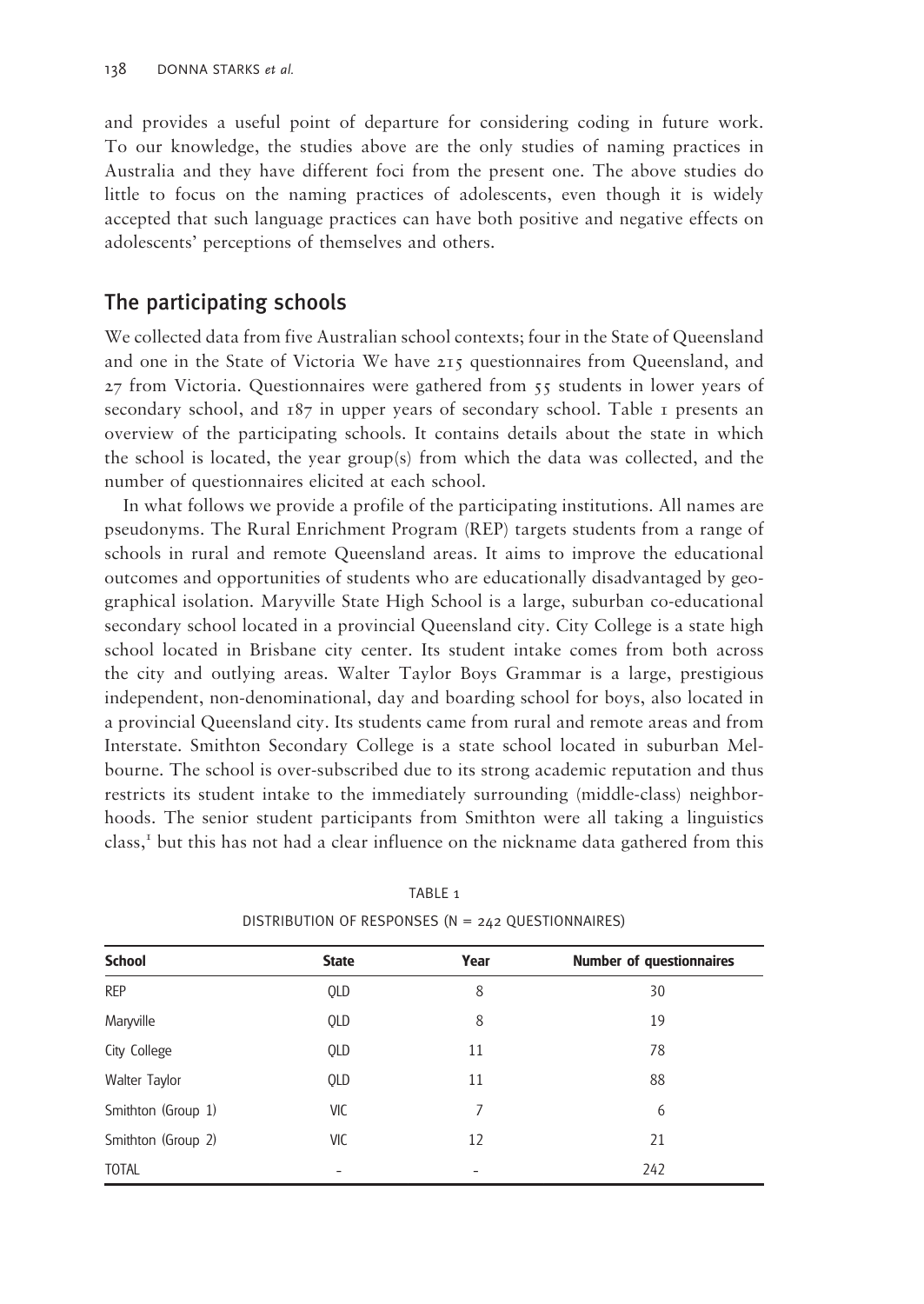and provides a useful point of departure for considering coding in future work. To our knowledge, the studies above are the only studies of naming practices in Australia and they have different foci from the present one. The above studies do little to focus on the naming practices of adolescents, even though it is widely accepted that such language practices can have both positive and negative effects on adolescents' perceptions of themselves and others.

## The participating schools

We collected data from five Australian school contexts; four in the State of Queensland and one in the State of Victoria We have 215 questionnaires from Queensland, and 27 from Victoria. Questionnaires were gathered from 55 students in lower years of secondary school, and 187 in upper years of secondary school. Table 1 presents an overview of the participating schools. It contains details about the state in which the school is located, the year group(s) from which the data was collected, and the number of questionnaires elicited at each school.

In what follows we provide a profile of the participating institutions. All names are pseudonyms. The Rural Enrichment Program (REP) targets students from a range of schools in rural and remote Queensland areas. It aims to improve the educational outcomes and opportunities of students who are educationally disadvantaged by geographical isolation. Maryville State High School is a large, suburban co-educational secondary school located in a provincial Queensland city. City College is a state high school located in Brisbane city center. Its student intake comes from both across the city and outlying areas. Walter Taylor Boys Grammar is a large, prestigious independent, non-denominational, day and boarding school for boys, also located in a provincial Queensland city. Its students came from rural and remote areas and from Interstate. Smithton Secondary College is a state school located in suburban Melbourne. The school is over-subscribed due to its strong academic reputation and thus restricts its student intake to the immediately surrounding (middle-class) neighborhoods. The senior student participants from Smithton were all taking a linguistics class,[1] but this has not had a clear influence on the nickname data gathered from this

TABLE 1

DISTRIBUTION OF RESPONSES (N = 242 QUESTIONNAIRES)

| School | State | Year | Number of questionnaires |
|---|---|---|---|
| REP | QLD | 8 | 30 |
| Maryville | QLD | 8 | 19 |
| City College | QLD | 11 | 78 |
| Walter Taylor | QLD | 11 | 88 |
| Smithton (Group 1) | VIC | 7 | 6 |
| Smithton (Group 2) | VIC | 12 | 21 |
| TOTAL | – | – | 242 |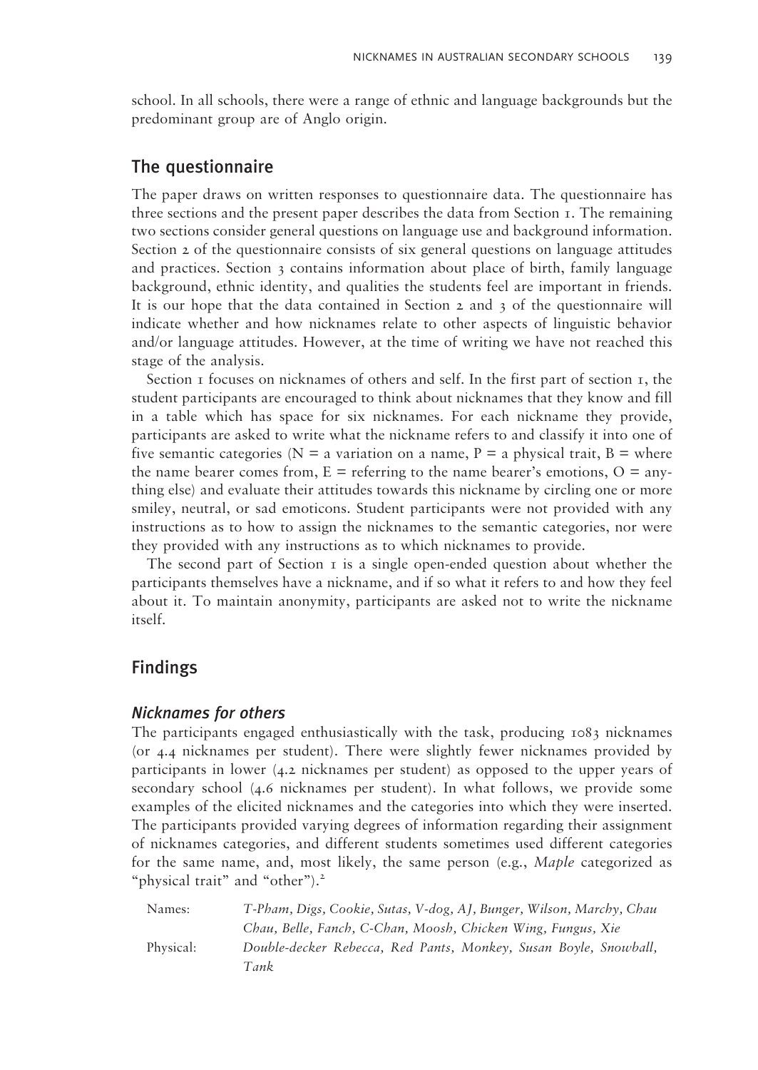school. In all schools, there were a range of ethnic and language backgrounds but the predominant group are of Anglo origin.

## The questionnaire

The paper draws on written responses to questionnaire data. The questionnaire has three sections and the present paper describes the data from Section 1. The remaining two sections consider general questions on language use and background information. Section 2 of the questionnaire consists of six general questions on language attitudes and practices. Section 3 contains information about place of birth, family language background, ethnic identity, and qualities the students feel are important in friends. It is our hope that the data contained in Section 2 and 3 of the questionnaire will indicate whether and how nicknames relate to other aspects of linguistic behavior and/or language attitudes. However, at the time of writing we have not reached this stage of the analysis.

Section 1 focuses on nicknames of others and self. In the first part of section 1, the student participants are encouraged to think about nicknames that they know and fill in a table which has space for six nicknames. For each nickname they provide, participants are asked to write what the nickname refers to and classify it into one of five semantic categories (N = a variation on a name, P = a physical trait, B = where the name bearer comes from, E = referring to the name bearer's emotions, O = anything else) and evaluate their attitudes towards this nickname by circling one or more smiley, neutral, or sad emoticons. Student participants were not provided with any instructions as to how to assign the nicknames to the semantic categories, nor were they provided with any instructions as to which nicknames to provide.

The second part of Section 1 is a single open-ended question about whether the participants themselves have a nickname, and if so what it refers to and how they feel about it. To maintain anonymity, participants are asked not to write the nickname itself.

## Findings

### *Nicknames for others*

The participants engaged enthusiastically with the task, producing 1083 nicknames (or 4.4 nicknames per student). There were slightly fewer nicknames provided by participants in lower (4.2 nicknames per student) as opposed to the upper years of secondary school (4.6 nicknames per student). In what follows, we provide some examples of the elicited nicknames and the categories into which they were inserted. The participants provided varying degrees of information regarding their assignment of nicknames categories, and different students sometimes used different categories for the same name, and, most likely, the same person (e.g., *Maple* categorized as "physical trait" and "other").[2]

Names: *T-Pham, Digs, Cookie, Sutas, V-dog, AJ, Bunger, Wilson, Marchy, Chau Chau, Belle, Fanch, C-Chan, Moosh, Chicken Wing, Fungus, Xie*

Physical: *Double-decker Rebecca, Red Pants, Monkey, Susan Boyle, Snowball, Tank*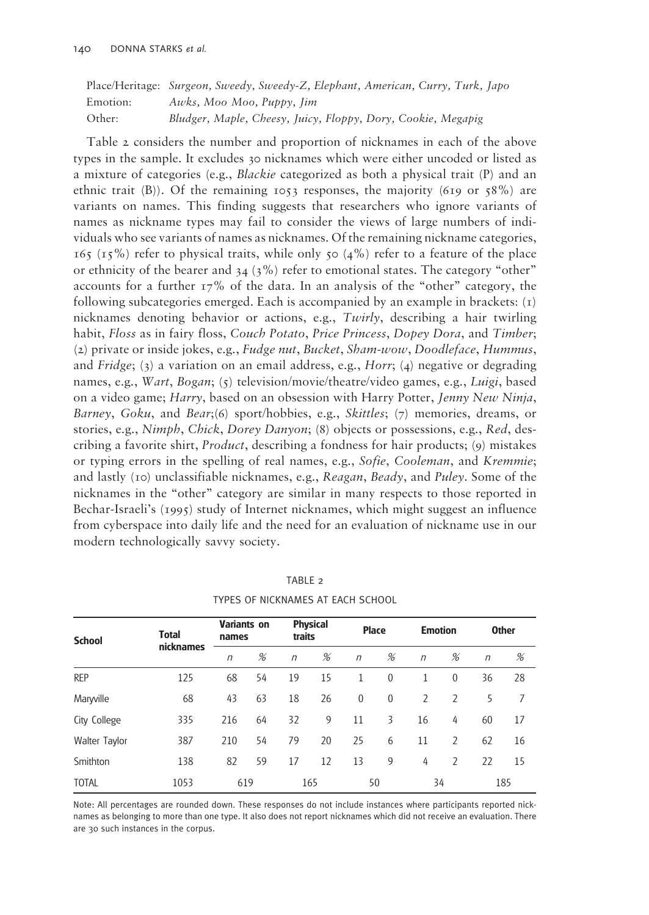Place/Heritage: *Surgeon, Sweedy, Sweedy-Z, Elephant, American, Curry, Turk, Japo*
Emotion: *Awks, Moo Moo, Puppy, Jim*
Other: *Bludger, Maple, Cheesy, Juicy, Floppy, Dory, Cookie, Megapig*

Table 2 considers the number and proportion of nicknames in each of the above types in the sample. It excludes 30 nicknames which were either uncoded or listed as a mixture of categories (e.g., *Blackie* categorized as both a physical trait (P) and an ethnic trait (B)). Of the remaining 1053 responses, the majority (619 or 58%) are variants on names. This finding suggests that researchers who ignore variants of names as nickname types may fail to consider the views of large numbers of individuals who see variants of names as nicknames. Of the remaining nickname categories, 165 (15%) refer to physical traits, while only 50 (4%) refer to a feature of the place or ethnicity of the bearer and 34 (3%) refer to emotional states. The category "other" accounts for a further 17% of the data. In an analysis of the "other" category, the following subcategories emerged. Each is accompanied by an example in brackets: (1) nicknames denoting behavior or actions, e.g., *Twirly*, describing a hair twirling habit, *Floss* as in fairy floss, *Couch Potato*, *Price Princess*, *Dopey Dora*, and *Timber*; (2) private or inside jokes, e.g., *Fudge nut*, *Bucket*, *Sham-wow*, *Doodleface*, *Hummus*, and *Fridge*; (3) a variation on an email address, e.g., *Horr*; (4) negative or degrading names, e.g., *Wart*, *Bogan*; (5) television/movie/theatre/video games, e.g., *Luigi*, based on a video game; *Harry*, based on an obsession with Harry Potter, *Jenny New Ninja*, *Barney*, *Goku*, and *Bear*;(6) sport/hobbies, e.g., *Skittles*; (7) memories, dreams, or stories, e.g., *Nimph*, *Chick*, *Dorey Danyon*; (8) objects or possessions, e.g., *Red*, describing a favorite shirt, *Product*, describing a fondness for hair products; (9) mistakes or typing errors in the spelling of real names, e.g., *Sofie*, *Cooleman*, and *Kremmie*; and lastly (10) unclassifiable nicknames, e.g., *Reagan*, *Beady*, and *Puley*. Some of the nicknames in the "other" category are similar in many respects to those reported in Bechar-Israeli's (1995) study of Internet nicknames, which might suggest an influence from cyberspace into daily life and the need for an evaluation of nickname use in our modern technologically savvy society.

TABLE 2

TYPES OF NICKNAMES AT EACH SCHOOL

| School | Total nicknames | Variants on names | | Physical traits | | Place | | Emotion | | Other | |
|---|---|---|---|---|---|---|---|---|---|---|---|
| | | *n* | % | *n* | % | *n* | % | *n* | % | *n* | % |
| REP | 125 | 68 | 54 | 19 | 15 | 1 | 0 | 1 | 0 | 36 | 28 |
| Maryville | 68 | 43 | 63 | 18 | 26 | 0 | 0 | 2 | 2 | 5 | 7 |
| City College | 335 | 216 | 64 | 32 | 9 | 11 | 3 | 16 | 4 | 60 | 17 |
| Walter Taylor | 387 | 210 | 54 | 79 | 20 | 25 | 6 | 11 | 2 | 62 | 16 |
| Smithton | 138 | 82 | 59 | 17 | 12 | 13 | 9 | 4 | 2 | 22 | 15 |
| TOTAL | 1053 | 619 | | 165 | | 50 | | 34 | | 185 | |

Note: All percentages are rounded down. These responses do not include instances where participants reported nicknames as belonging to more than one type. It also does not report nicknames which did not receive an evaluation. There are 30 such instances in the corpus.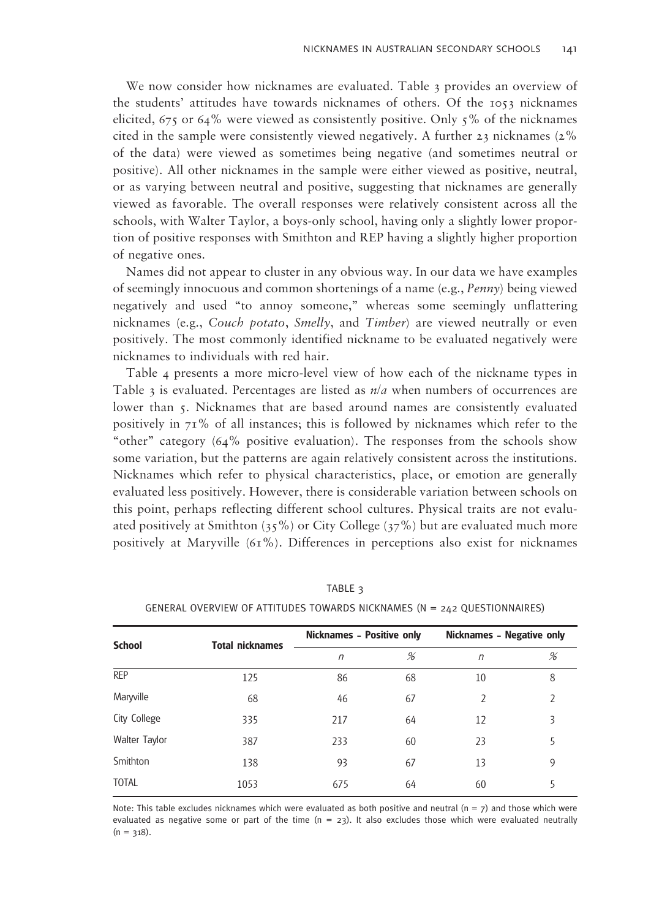We now consider how nicknames are evaluated. Table 3 provides an overview of the students' attitudes have towards nicknames of others. Of the 1053 nicknames elicited, 675 or 64% were viewed as consistently positive. Only 5% of the nicknames cited in the sample were consistently viewed negatively. A further 23 nicknames (2% of the data) were viewed as sometimes being negative (and sometimes neutral or positive). All other nicknames in the sample were either viewed as positive, neutral, or as varying between neutral and positive, suggesting that nicknames are generally viewed as favorable. The overall responses were relatively consistent across all the schools, with Walter Taylor, a boys-only school, having only a slightly lower proportion of positive responses with Smithton and REP having a slightly higher proportion of negative ones.

Names did not appear to cluster in any obvious way. In our data we have examples of seemingly innocuous and common shortenings of a name (e.g., *Penny*) being viewed negatively and used "to annoy someone," whereas some seemingly unflattering nicknames (e.g., *Couch potato*, *Smelly*, and *Timber*) are viewed neutrally or even positively. The most commonly identified nickname to be evaluated negatively were nicknames to individuals with red hair.

Table 4 presents a more micro-level view of how each of the nickname types in Table 3 is evaluated. Percentages are listed as *n/a* when numbers of occurrences are lower than 5. Nicknames that are based around names are consistently evaluated positively in 71% of all instances; this is followed by nicknames which refer to the "other" category (64% positive evaluation). The responses from the schools show some variation, but the patterns are again relatively consistent across the institutions. Nicknames which refer to physical characteristics, place, or emotion are generally evaluated less positively. However, there is considerable variation between schools on this point, perhaps reflecting different school cultures. Physical traits are not evaluated positively at Smithton (35%) or City College (37%) but are evaluated much more positively at Maryville (61%). Differences in perceptions also exist for nicknames

TABLE 3

GENERAL OVERVIEW OF ATTITUDES TOWARDS NICKNAMES (N = 242 QUESTIONNAIRES)

| School | Total nicknames | Nicknames – Positive only | | Nicknames – Negative only | |
|---|---|---|---|---|---|
| | | *n* | % | *n* | % |
| REP | 125 | 86 | 68 | 10 | 8 |
| Maryville | 68 | 46 | 67 | 2 | 2 |
| City College | 335 | 217 | 64 | 12 | 3 |
| Walter Taylor | 387 | 233 | 60 | 23 | 5 |
| Smithton | 138 | 93 | 67 | 13 | 9 |
| TOTAL | 1053 | 675 | 64 | 60 | 5 |

Note: This table excludes nicknames which were evaluated as both positive and neutral (n = 7) and those which were evaluated as negative some or part of the time (n = 23). It also excludes those which were evaluated neutrally (n = 318).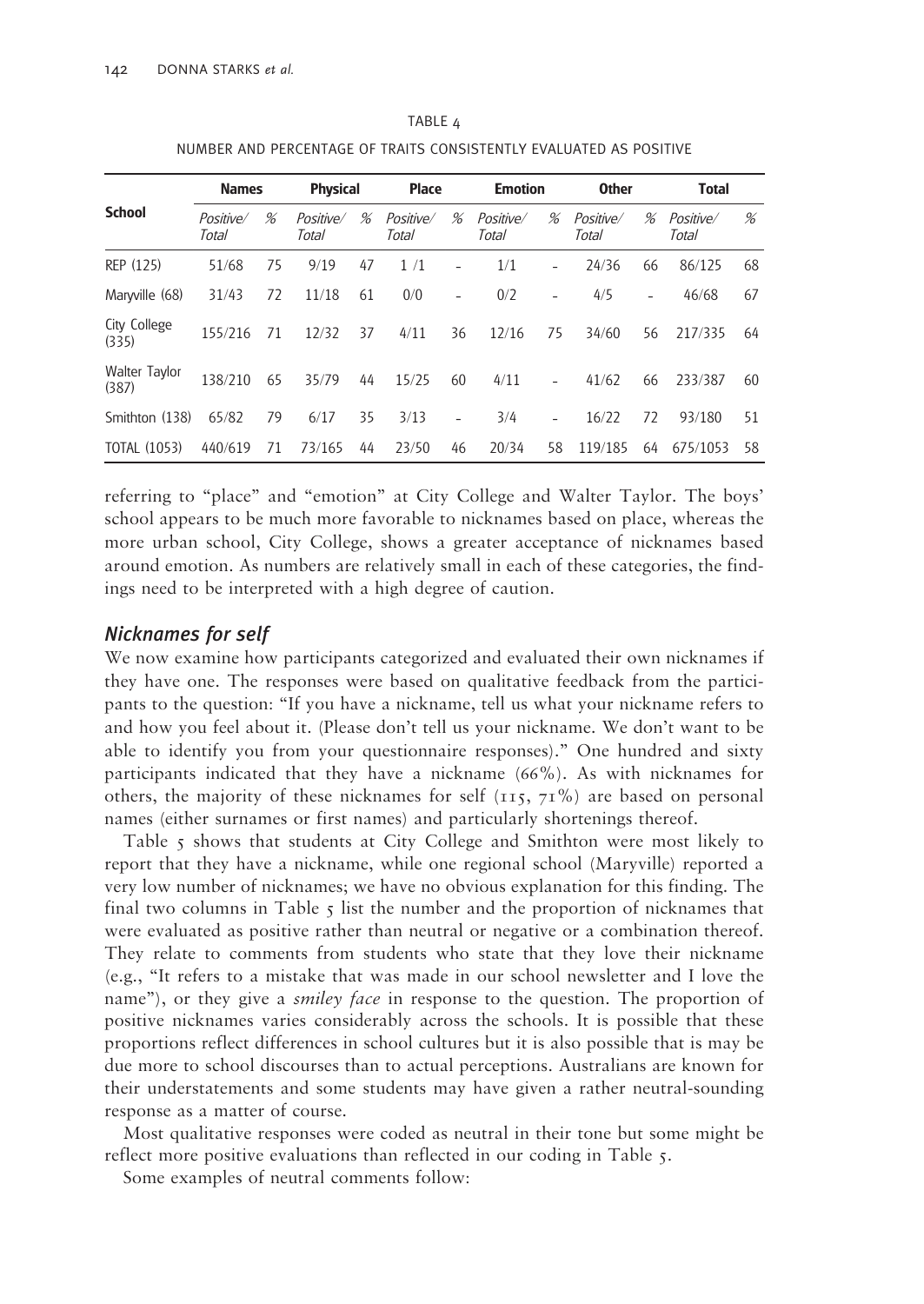TABLE 4

NUMBER AND PERCENTAGE OF TRAITS CONSISTENTLY EVALUATED AS POSITIVE

| School | Names | | Physical | | Place | | Emotion | | Other | | Total | |
|---|---|---|---|---|---|---|---|---|---|---|---|---|
| | *Positive/ Total* | *%* | *Positive/ Total* | *%* | *Positive/ Total* | *%* | *Positive/ Total* | *%* | *Positive/ Total* | *%* | *Positive/ Total* | *%* |
| REP (125) | 51/68 | 75 | 9/19 | 47 | 1 /1 | - | 1/1 | - | 24/36 | 66 | 86/125 | 68 |
| Maryville (68) | 31/43 | 72 | 11/18 | 61 | 0/0 | - | 0/2 | - | 4/5 | - | 46/68 | 67 |
| City College (335) | 155/216 | 71 | 12/32 | 37 | 4/11 | 36 | 12/16 | 75 | 34/60 | 56 | 217/335 | 64 |
| Walter Taylor (387) | 138/210 | 65 | 35/79 | 44 | 15/25 | 60 | 4/11 | - | 41/62 | 66 | 233/387 | 60 |
| Smithton (138) | 65/82 | 79 | 6/17 | 35 | 3/13 | - | 3/4 | - | 16/22 | 72 | 93/180 | 51 |
| TOTAL (1053) | 440/619 | 71 | 73/165 | 44 | 23/50 | 46 | 20/34 | 58 | 119/185 | 64 | 675/1053 | 58 |

referring to "place" and "emotion" at City College and Walter Taylor. The boys' school appears to be much more favorable to nicknames based on place, whereas the more urban school, City College, shows a greater acceptance of nicknames based around emotion. As numbers are relatively small in each of these categories, the findings need to be interpreted with a high degree of caution.

## *Nicknames for self*

We now examine how participants categorized and evaluated their own nicknames if they have one. The responses were based on qualitative feedback from the participants to the question: "If you have a nickname, tell us what your nickname refers to and how you feel about it. (Please don't tell us your nickname. We don't want to be able to identify you from your questionnaire responses)." One hundred and sixty participants indicated that they have a nickname (66%). As with nicknames for others, the majority of these nicknames for self (115, 71%) are based on personal names (either surnames or first names) and particularly shortenings thereof.

Table 5 shows that students at City College and Smithton were most likely to report that they have a nickname, while one regional school (Maryville) reported a very low number of nicknames; we have no obvious explanation for this finding. The final two columns in Table 5 list the number and the proportion of nicknames that were evaluated as positive rather than neutral or negative or a combination thereof. They relate to comments from students who state that they love their nickname (e.g., "It refers to a mistake that was made in our school newsletter and I love the name"), or they give a *smiley face* in response to the question. The proportion of positive nicknames varies considerably across the schools. It is possible that these proportions reflect differences in school cultures but it is also possible that is may be due more to school discourses than to actual perceptions. Australians are known for their understatements and some students may have given a rather neutral-sounding response as a matter of course.

Most qualitative responses were coded as neutral in their tone but some might be reflect more positive evaluations than reflected in our coding in Table 5.

Some examples of neutral comments follow: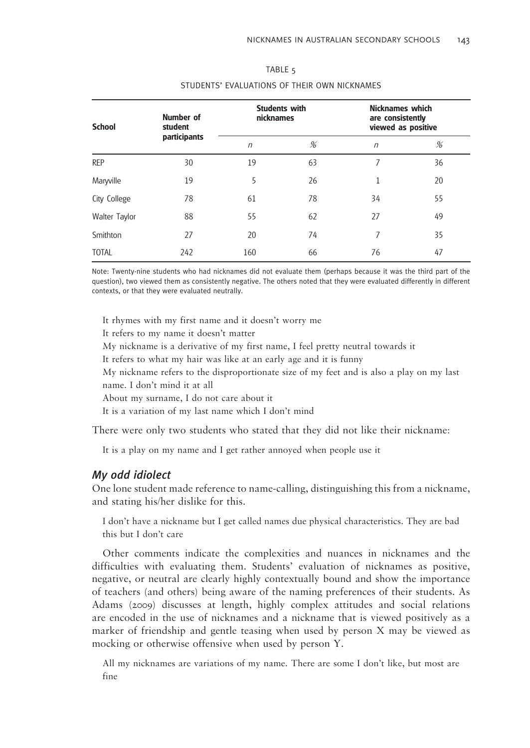TABLE 5

STUDENTS' EVALUATIONS OF THEIR OWN NICKNAMES

| School | Number of student participants | Students with nicknames | | Nicknames which are consistently viewed as positive | |
|---|---|---|---|---|---|
| | | *n* | % | *n* | % |
| REP | 30 | 19 | 63 | 7 | 36 |
| Maryville | 19 | 5 | 26 | 1 | 20 |
| City College | 78 | 61 | 78 | 34 | 55 |
| Walter Taylor | 88 | 55 | 62 | 27 | 49 |
| Smithton | 27 | 20 | 74 | 7 | 35 |
| TOTAL | 242 | 160 | 66 | 76 | 47 |

Note: Twenty-nine students who had nicknames did not evaluate them (perhaps because it was the third part of the question), two viewed them as consistently negative. The others noted that they were evaluated differently in different contexts, or that they were evaluated neutrally.

> It rhymes with my first name and it doesn't worry me
>
> It refers to my name it doesn't matter
>
> My nickname is a derivative of my first name, I feel pretty neutral towards it
>
> It refers to what my hair was like at an early age and it is funny
>
> My nickname refers to the disproportionate size of my feet and is also a play on my last name. I don't mind it at all
>
> About my surname, I do not care about it
>
> It is a variation of my last name which I don't mind

There were only two students who stated that they did not like their nickname:

> It is a play on my name and I get rather annoyed when people use it

### *My odd idiolect*

One lone student made reference to name-calling, distinguishing this from a nickname, and stating his/her dislike for this.

> I don't have a nickname but I get called names due physical characteristics. They are bad this but I don't care

Other comments indicate the complexities and nuances in nicknames and the difficulties with evaluating them. Students' evaluation of nicknames as positive, negative, or neutral are clearly highly contextually bound and show the importance of teachers (and others) being aware of the naming preferences of their students. As Adams (2009) discusses at length, highly complex attitudes and social relations are encoded in the use of nicknames and a nickname that is viewed positively as a marker of friendship and gentle teasing when used by person X may be viewed as mocking or otherwise offensive when used by person Y.

> All my nicknames are variations of my name. There are some I don't like, but most are fine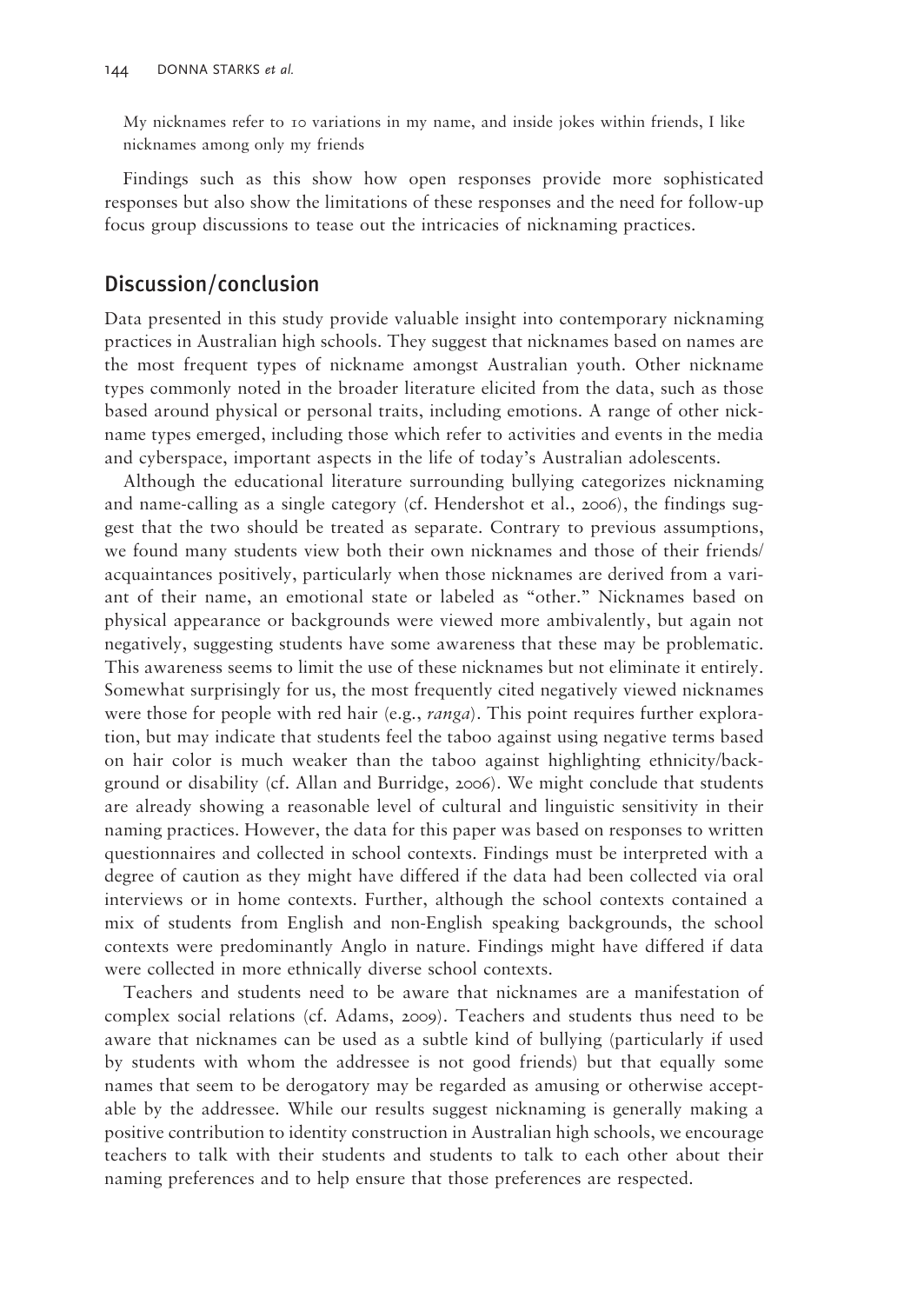> My nicknames refer to 10 variations in my name, and inside jokes within friends, I like nicknames among only my friends

Findings such as this show how open responses provide more sophisticated responses but also show the limitations of these responses and the need for follow-up focus group discussions to tease out the intricacies of nicknaming practices.

## Discussion/conclusion

Data presented in this study provide valuable insight into contemporary nicknaming practices in Australian high schools. They suggest that nicknames based on names are the most frequent types of nickname amongst Australian youth. Other nickname types commonly noted in the broader literature elicited from the data, such as those based around physical or personal traits, including emotions. A range of other nickname types emerged, including those which refer to activities and events in the media and cyberspace, important aspects in the life of today's Australian adolescents.

Although the educational literature surrounding bullying categorizes nicknaming and name-calling as a single category (cf. Hendershot et al., 2006), the findings suggest that the two should be treated as separate. Contrary to previous assumptions, we found many students view both their own nicknames and those of their friends/acquaintances positively, particularly when those nicknames are derived from a variant of their name, an emotional state or labeled as "other." Nicknames based on physical appearance or backgrounds were viewed more ambivalently, but again not negatively, suggesting students have some awareness that these may be problematic. This awareness seems to limit the use of these nicknames but not eliminate it entirely. Somewhat surprisingly for us, the most frequently cited negatively viewed nicknames were those for people with red hair (e.g., *ranga*). This point requires further exploration, but may indicate that students feel the taboo against using negative terms based on hair color is much weaker than the taboo against highlighting ethnicity/background or disability (cf. Allan and Burridge, 2006). We might conclude that students are already showing a reasonable level of cultural and linguistic sensitivity in their naming practices. However, the data for this paper was based on responses to written questionnaires and collected in school contexts. Findings must be interpreted with a degree of caution as they might have differed if the data had been collected via oral interviews or in home contexts. Further, although the school contexts contained a mix of students from English and non-English speaking backgrounds, the school contexts were predominantly Anglo in nature. Findings might have differed if data were collected in more ethnically diverse school contexts.

Teachers and students need to be aware that nicknames are a manifestation of complex social relations (cf. Adams, 2009). Teachers and students thus need to be aware that nicknames can be used as a subtle kind of bullying (particularly if used by students with whom the addressee is not good friends) but that equally some names that seem to be derogatory may be regarded as amusing or otherwise acceptable by the addressee. While our results suggest nicknaming is generally making a positive contribution to identity construction in Australian high schools, we encourage teachers to talk with their students and students to talk to each other about their naming preferences and to help ensure that those preferences are respected.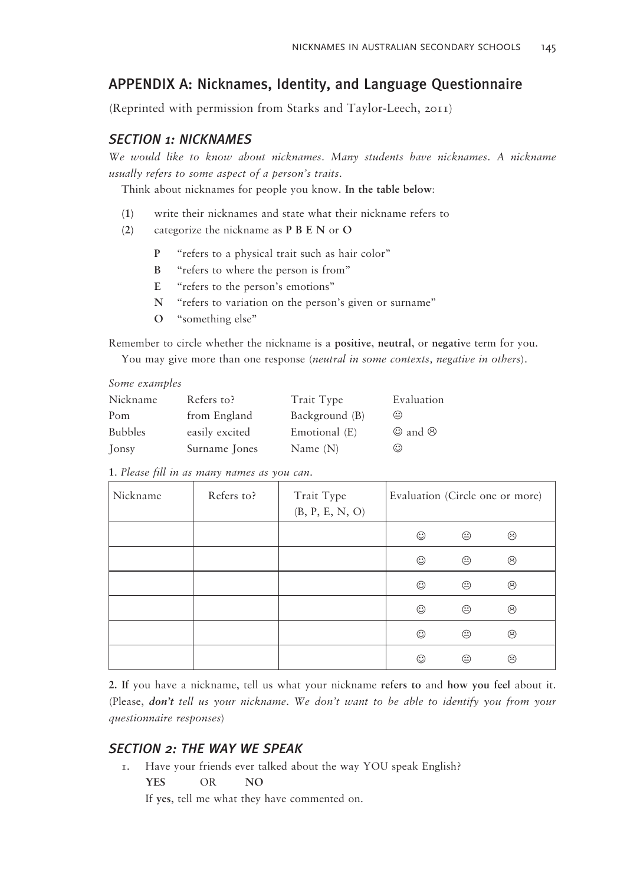## APPENDIX A: Nicknames, Identity, and Language Questionnaire

(Reprinted with permission from Starks and Taylor-Leech, 2011)

### *SECTION 1: NICKNAMES*

*We would like to know about nicknames. Many students have nicknames. A nickname usually refers to some aspect of a person's traits.*

Think about nicknames for people you know. **In the table below**:

(**1**) write their nicknames and state what their nickname refers to

(**2**) categorize the nickname as **P B E N** or **O**

- **P** "refers to a physical trait such as hair color"
- **B** "refers to where the person is from"
- **E** "refers to the person's emotions"
- **N** "refers to variation on the person's given or surname"
- **O** "something else"

Remember to circle whether the nickname is a **positive**, **neutral**, or **negativ**e term for you.

You may give more than one response (*neutral in some contexts, negative in others*).

*Some examples*

| Nickname | Refers to? | Trait Type | Evaluation |
|---|---|---|---|
| Pom | from England | Background (B) | 😐 |
| Bubbles | easily excited | Emotional (E) | ☺ and ☹ |
| Jonsy | Surname Jones | Name (N) | ☺ |

**1**. *Please fill in as many names as you can.*

| Nickname | Refers to? | Trait Type (B, P, E, N, O) | Evaluation (Circle one or more) |
|---|---|---|---|
| | | | ☺ 😐 ☹ |
| | | | ☺ 😐 ☹ |
| | | | ☺ 😐 ☹ |
| | | | ☺ 😐 ☹ |
| | | | ☺ 😐 ☹ |
| | | | ☺ 😐 ☹ |

**2. If** you have a nickname, tell us what your nickname **refers to** and **how you feel** about it. (Please, ***don't*** *tell us your nickname. We don't want to be able to identify you from your questionnaire responses*)

### *SECTION 2: THE WAY WE SPEAK*

1. Have your friends ever talked about the way YOU speak English?

   **YES** OR **NO**

   If **yes**, tell me what they have commented on.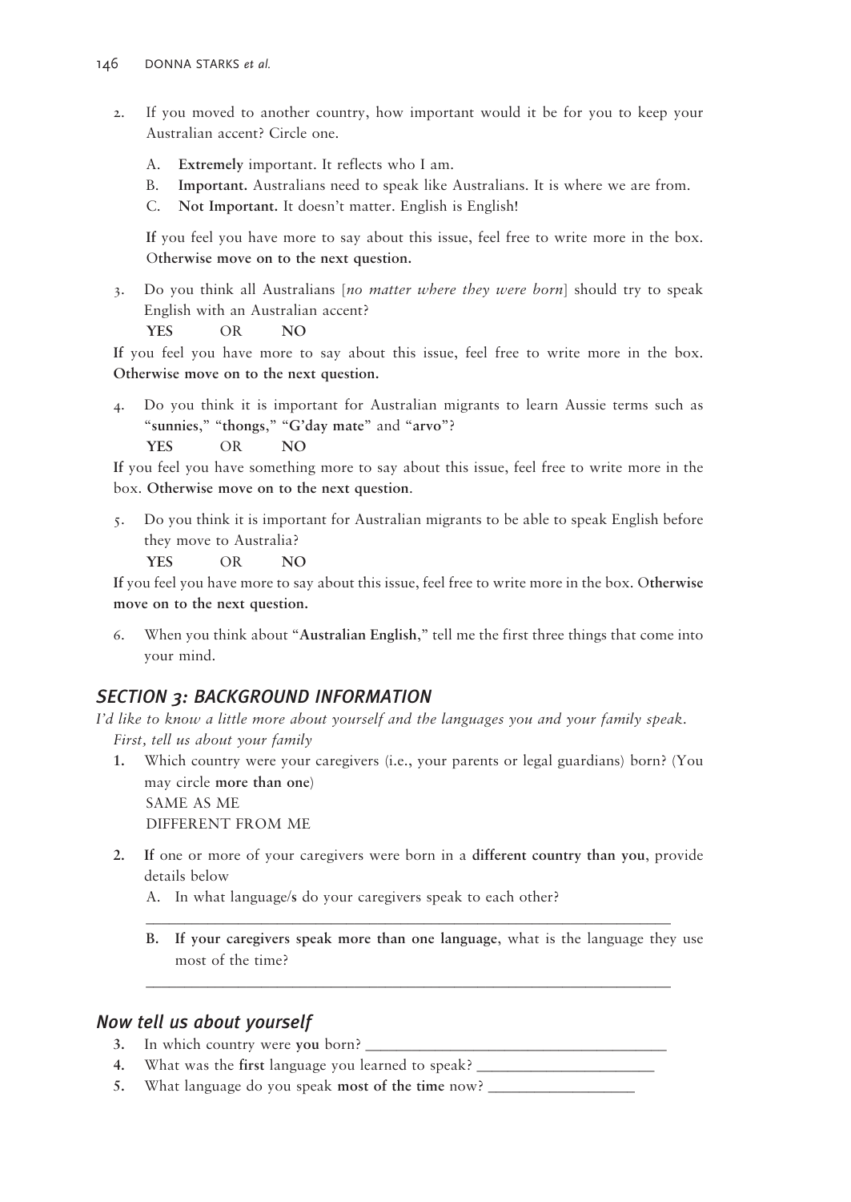2. If you moved to another country, how important would it be for you to keep your Australian accent? Circle one.

   A. **Extremely** important. It reflects who I am.
   B. **Important.** Australians need to speak like Australians. It is where we are from.
   C. **Not Important.** It doesn't matter. English is English!

   **If** you feel you have more to say about this issue, feel free to write more in the box. O**therwise move on to the next question.**

3. Do you think all Australians [*no matter where they were born*] should try to speak English with an Australian accent?

   **YES** OR **NO**

**If** you feel you have more to say about this issue, feel free to write more in the box. **Otherwise move on to the next question.**

4. Do you think it is important for Australian migrants to learn Aussie terms such as "**sunnies**," "**thongs**," "**G'day mate**" and "**arvo**"?

   **YES** OR **NO**

**If** you feel you have something more to say about this issue, feel free to write more in the box. **Otherwise move on to the next question**.

5. Do you think it is important for Australian migrants to be able to speak English before they move to Australia?

   **YES** OR **NO**

**If** you feel you have more to say about this issue, feel free to write more in the box. O**therwise move on to the next question.**

6. When you think about "**Australian English**," tell me the first three things that come into your mind.

## *SECTION 3: BACKGROUND INFORMATION*

*I'd like to know a little more about yourself and the languages you and your family speak.*

*First, tell us about your family*

**1.** Which country were your caregivers (i.e., your parents or legal guardians) born? (You may circle **more than one**)
   SAME AS ME
   DIFFERENT FROM ME

**2.** **If** one or more of your caregivers were born in a **different country than you**, provide details below

   A. In what language/**s** do your caregivers speak to each other?

   ______________________________________________________________

   **B. If your caregivers speak more than one language**, what is the language they use most of the time?

   ______________________________________________________________

## *Now tell us about yourself*

**3.** In which country were **you** born? ____________________________________

**4.** What was the **first** language you learned to speak? ______________________

**5.** What language do you speak **most of the time** now? __________________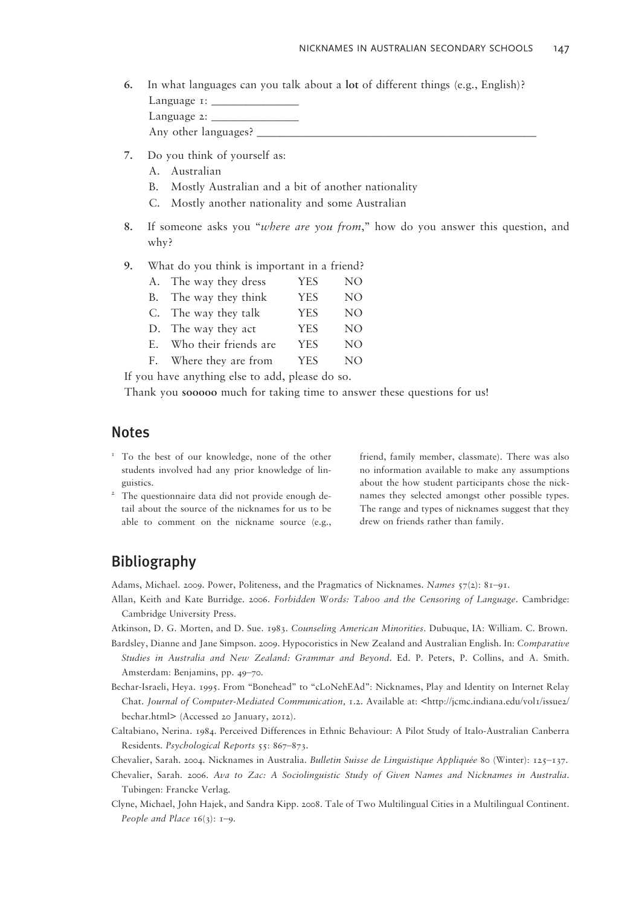6. In what languages can you talk about a **lot** of different things (e.g., English)?
   Language 1: ______________
   Language 2: ______________
   Any other languages? ______________________________________________

7. Do you think of yourself as:
   A. Australian
   B. Mostly Australian and a bit of another nationality
   C. Mostly another nationality and some Australian

8. If someone asks you "*where are you from*," how do you answer this question, and why?

9. What do you think is important in a friend?

| | | | |
|---|---|---|---|
| A. | The way they dress | YES | NO |
| B. | The way they think | YES | NO |
| C. | The way they talk | YES | NO |
| D. | The way they act | YES | NO |
| E. | Who their friends are | YES | NO |
| F. | Where they are from | YES | NO |

If you have anything else to add, please do so.

Thank you **sooooo** much for taking time to answer these questions for us!

## Notes

[1] To the best of our knowledge, none of the other students involved had any prior knowledge of linguistics.

[2] The questionnaire data did not provide enough detail about the source of the nicknames for us to be able to comment on the nickname source (e.g., friend, family member, classmate). There was also no information available to make any assumptions about the how student participants chose the nicknames they selected amongst other possible types. The range and types of nicknames suggest that they drew on friends rather than family.

## Bibliography

Adams, Michael. 2009. Power, Politeness, and the Pragmatics of Nicknames. *Names* 57(2): 81–91.

Allan, Keith and Kate Burridge. 2006. *Forbidden Words: Taboo and the Censoring of Language*. Cambridge: Cambridge University Press.

Atkinson, D. G. Morten, and D. Sue. 1983. *Counseling American Minorities*. Dubuque, IA: William. C. Brown.

Bardsley, Dianne and Jane Simpson. 2009. Hypocoristics in New Zealand and Australian English. In: *Comparative Studies in Australia and New Zealand: Grammar and Beyond*. Ed. P. Peters, P. Collins, and A. Smith. Amsterdam: Benjamins, pp. 49–70.

Bechar-Israeli, Heya. 1995. From "Bonehead" to "cLoNehEAd": Nicknames, Play and Identity on Internet Relay Chat. *Journal of Computer-Mediated Communication*, 1.2. Available at: <http://jcmc.indiana.edu/vol1/issue2/bechar.html> (Accessed 20 January, 2012).

Caltabiano, Nerina. 1984. Perceived Differences in Ethnic Behaviour: A Pilot Study of Italo-Australian Canberra Residents. *Psychological Reports* 55: 867–873.

Chevalier, Sarah. 2004. Nicknames in Australia. *Bulletin Suisse de Linguistique Appliquée* 80 (Winter): 125–137.

Chevalier, Sarah. 2006. *Ava to Zac: A Sociolinguistic Study of Given Names and Nicknames in Australia*. Tubingen: Francke Verlag.

Clyne, Michael, John Hajek, and Sandra Kipp. 2008. Tale of Two Multilingual Cities in a Multilingual Continent. *People and Place* 16(3): 1–9.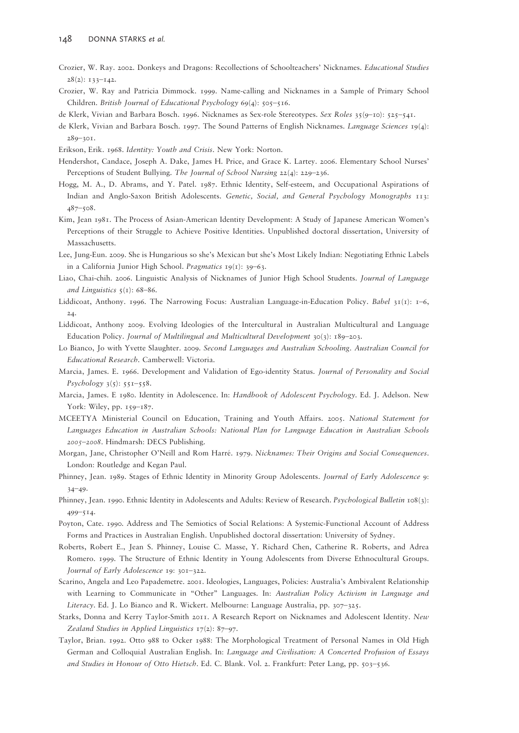Crozier, W. Ray. 2002. Donkeys and Dragons: Recollections of Schoolteachers' Nicknames. *Educational Studies* 28(2): 133–142.

Crozier, W. Ray and Patricia Dimmock. 1999. Name-calling and Nicknames in a Sample of Primary School Children. *British Journal of Educational Psychology* 69(4): 505–516.

de Klerk, Vivian and Barbara Bosch. 1996. Nicknames as Sex-role Stereotypes. *Sex Roles* 35(9–10): 525–541.

de Klerk, Vivian and Barbara Bosch. 1997. The Sound Patterns of English Nicknames. *Language Sciences* 19(4): 289–301.

Erikson, Erik. 1968. *Identity: Youth and Crisis*. New York: Norton.

Hendershot, Candace, Joseph A. Dake, James H. Price, and Grace K. Lartey. 2006. Elementary School Nurses' Perceptions of Student Bullying. *The Journal of School Nursing* 22(4): 229–236.

Hogg, M. A., D. Abrams, and Y. Patel. 1987. Ethnic Identity, Self-esteem, and Occupational Aspirations of Indian and Anglo-Saxon British Adolescents. *Genetic, Social, and General Psychology Monographs* 113: 487–508.

Kim, Jean 1981. The Process of Asian-American Identity Development: A Study of Japanese American Women's Perceptions of their Struggle to Achieve Positive Identities. Unpublished doctoral dissertation, University of Massachusetts.

Lee, Jung-Eun. 2009. She is Hungarious so she's Mexican but she's Most Likely Indian: Negotiating Ethnic Labels in a California Junior High School. *Pragmatics* 19(1): 39–63.

Liao, Chai-chih. 2006. Linguistic Analysis of Nicknames of Junior High School Students. *Journal of Language and Linguistics* 5(1): 68–86.

Liddicoat, Anthony. 1996. The Narrowing Focus: Australian Language-in-Education Policy. *Babel* 31(1): 1–6, 24.

Liddicoat, Anthony 2009. Evolving Ideologies of the Intercultural in Australian Multicultural and Language Education Policy. *Journal of Multilingual and Multicultural Development* 30(3): 189–203.

Lo Bianco, Jo with Yvette Slaughter. 2009. *Second Languages and Australian Schooling. Australian Council for Educational Research*. Camberwell: Victoria.

Marcia, James. E. 1966. Development and Validation of Ego-identity Status. *Journal of Personality and Social Psychology* 3(5): 551–558.

Marcia, James. E 1980. Identity in Adolescence. In: *Handbook of Adolescent Psychology*. Ed. J. Adelson. New York: Wiley, pp. 159–187.

MCEETYA Ministerial Council on Education, Training and Youth Affairs. 2005. *National Statement for Languages Education in Australian Schools: National Plan for Language Education in Australian Schools 2005–2008*. Hindmarsh: DECS Publishing.

Morgan, Jane, Christopher O'Neill and Rom Harré. 1979. *Nicknames: Their Origins and Social Consequences*. London: Routledge and Kegan Paul.

Phinney, Jean. 1989. Stages of Ethnic Identity in Minority Group Adolescents. *Journal of Early Adolescence* 9: 34–49.

Phinney, Jean. 1990. Ethnic Identity in Adolescents and Adults: Review of Research. *Psychological Bulletin* 108(3): 499–514.

Poyton, Cate. 1990. Address and The Semiotics of Social Relations: A Systemic-Functional Account of Address Forms and Practices in Australian English. Unpublished doctoral dissertation: University of Sydney.

Roberts, Robert E., Jean S. Phinney, Louise C. Masse, Y. Richard Chen, Catherine R. Roberts, and Adrea Romero. 1999. The Structure of Ethnic Identity in Young Adolescents from Diverse Ethnocultural Groups. *Journal of Early Adolescence* 19: 301–322.

Scarino, Angela and Leo Papademetre. 2001. Ideologies, Languages, Policies: Australia's Ambivalent Relationship with Learning to Communicate in "Other" Languages. In: *Australian Policy Activism in Language and Literacy*. Ed. J. Lo Bianco and R. Wickert. Melbourne: Language Australia, pp. 307–325.

Starks, Donna and Kerry Taylor-Smith 2011. A Research Report on Nicknames and Adolescent Identity. *New Zealand Studies in Applied Linguistics* 17(2): 87–97.

Taylor, Brian. 1992. Otto 988 to Ocker 1988: The Morphological Treatment of Personal Names in Old High German and Colloquial Australian English. In: *Language and Civilisation: A Concerted Profusion of Essays and Studies in Honour of Otto Hietsch*. Ed. C. Blank. Vol. 2. Frankfurt: Peter Lang, pp. 503–536.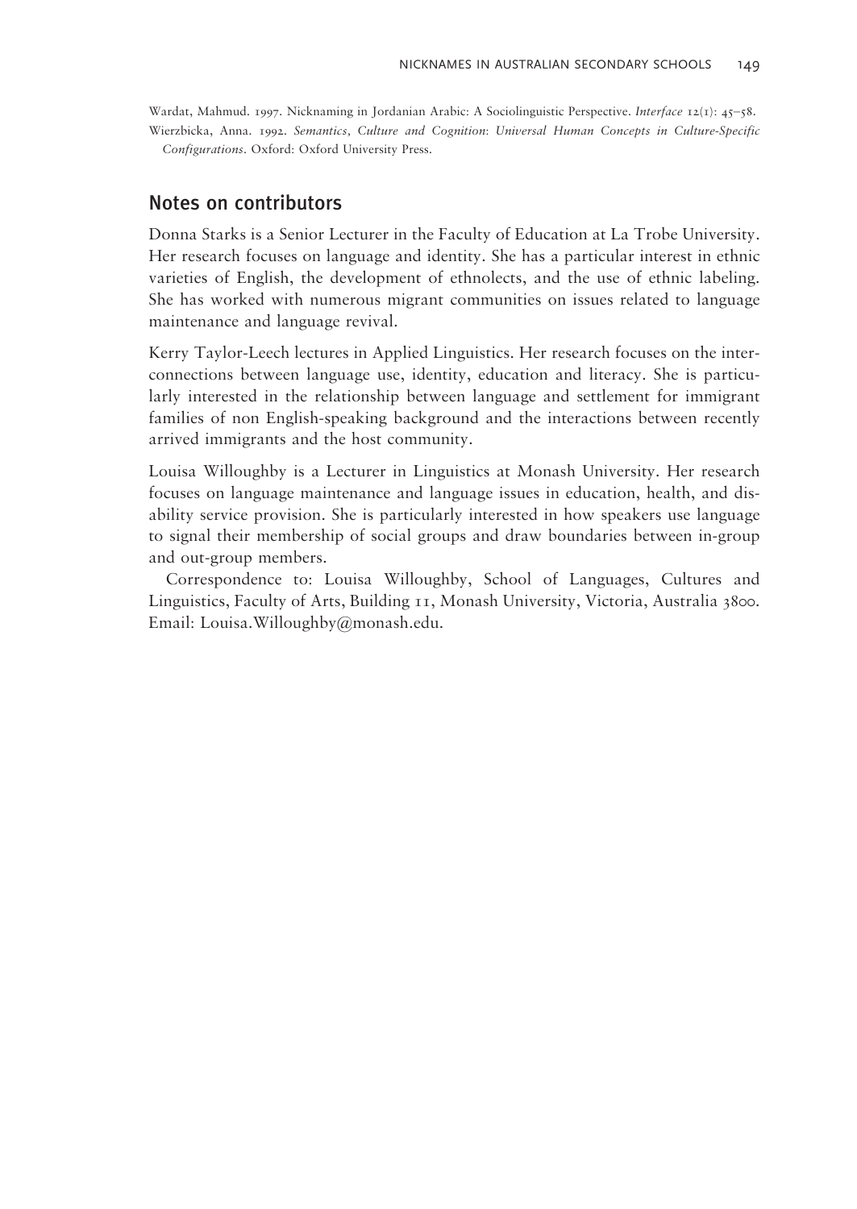Wardat, Mahmud. 1997. Nicknaming in Jordanian Arabic: A Sociolinguistic Perspective. *Interface* 12(1): 45–58.

Wierzbicka, Anna. 1992. *Semantics, Culture and Cognition: Universal Human Concepts in Culture-Specific Configurations*. Oxford: Oxford University Press.

## Notes on contributors

Donna Starks is a Senior Lecturer in the Faculty of Education at La Trobe University. Her research focuses on language and identity. She has a particular interest in ethnic varieties of English, the development of ethnolects, and the use of ethnic labeling. She has worked with numerous migrant communities on issues related to language maintenance and language revival.

Kerry Taylor-Leech lectures in Applied Linguistics. Her research focuses on the interconnections between language use, identity, education and literacy. She is particularly interested in the relationship between language and settlement for immigrant families of non English-speaking background and the interactions between recently arrived immigrants and the host community.

Louisa Willoughby is a Lecturer in Linguistics at Monash University. Her research focuses on language maintenance and language issues in education, health, and disability service provision. She is particularly interested in how speakers use language to signal their membership of social groups and draw boundaries between in-group and out-group members.

Correspondence to: Louisa Willoughby, School of Languages, Cultures and Linguistics, Faculty of Arts, Building 11, Monash University, Victoria, Australia 3800. Email: Louisa.Willoughby@monash.edu.